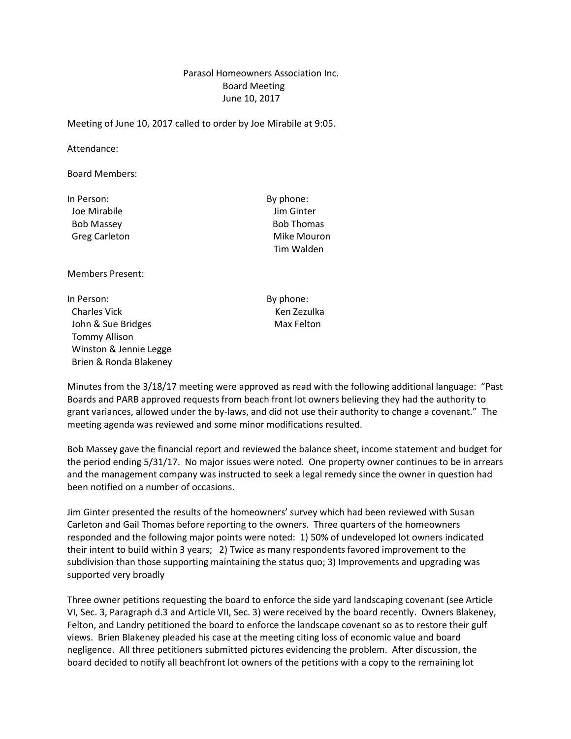Parasol Homeowners Association Inc.
Board Meeting
June 10, 2017

Meeting of June 10, 2017 called to order by Joe Mirabile at 9:05.

Attendance:

Board Members:

| In Person: | By phone: |
|---|---|
| Joe Mirabile | Jim Ginter |
| Bob Massey | Bob Thomas |
| Greg Carleton | Mike Mouron |
| | Tim Walden |

Members Present:

| In Person: | By phone: |
|---|---|
| Charles Vick | Ken Zezulka |
| John & Sue Bridges | Max Felton |
| Tommy Allison | |
| Winston & Jennie Legge | |
| Brien & Ronda Blakeney | |

Minutes from the 3/18/17 meeting were approved as read with the following additional language: "Past Boards and PARB approved requests from beach front lot owners believing they had the authority to grant variances, allowed under the by-laws, and did not use their authority to change a covenant." The meeting agenda was reviewed and some minor modifications resulted.

Bob Massey gave the financial report and reviewed the balance sheet, income statement and budget for the period ending 5/31/17. No major issues were noted. One property owner continues to be in arrears and the management company was instructed to seek a legal remedy since the owner in question had been notified on a number of occasions.

Jim Ginter presented the results of the homeowners' survey which had been reviewed with Susan Carleton and Gail Thomas before reporting to the owners. Three quarters of the homeowners responded and the following major points were noted: 1) 50% of undeveloped lot owners indicated their intent to build within 3 years; 2) Twice as many respondents favored improvement to the subdivision than those supporting maintaining the status quo; 3) Improvements and upgrading was supported very broadly

Three owner petitions requesting the board to enforce the side yard landscaping covenant (see Article VI, Sec. 3, Paragraph d.3 and Article VII, Sec. 3) were received by the board recently. Owners Blakeney, Felton, and Landry petitioned the board to enforce the landscape covenant so as to restore their gulf views. Brien Blakeney pleaded his case at the meeting citing loss of economic value and board negligence. All three petitioners submitted pictures evidencing the problem. After discussion, the board decided to notify all beachfront lot owners of the petitions with a copy to the remaining lot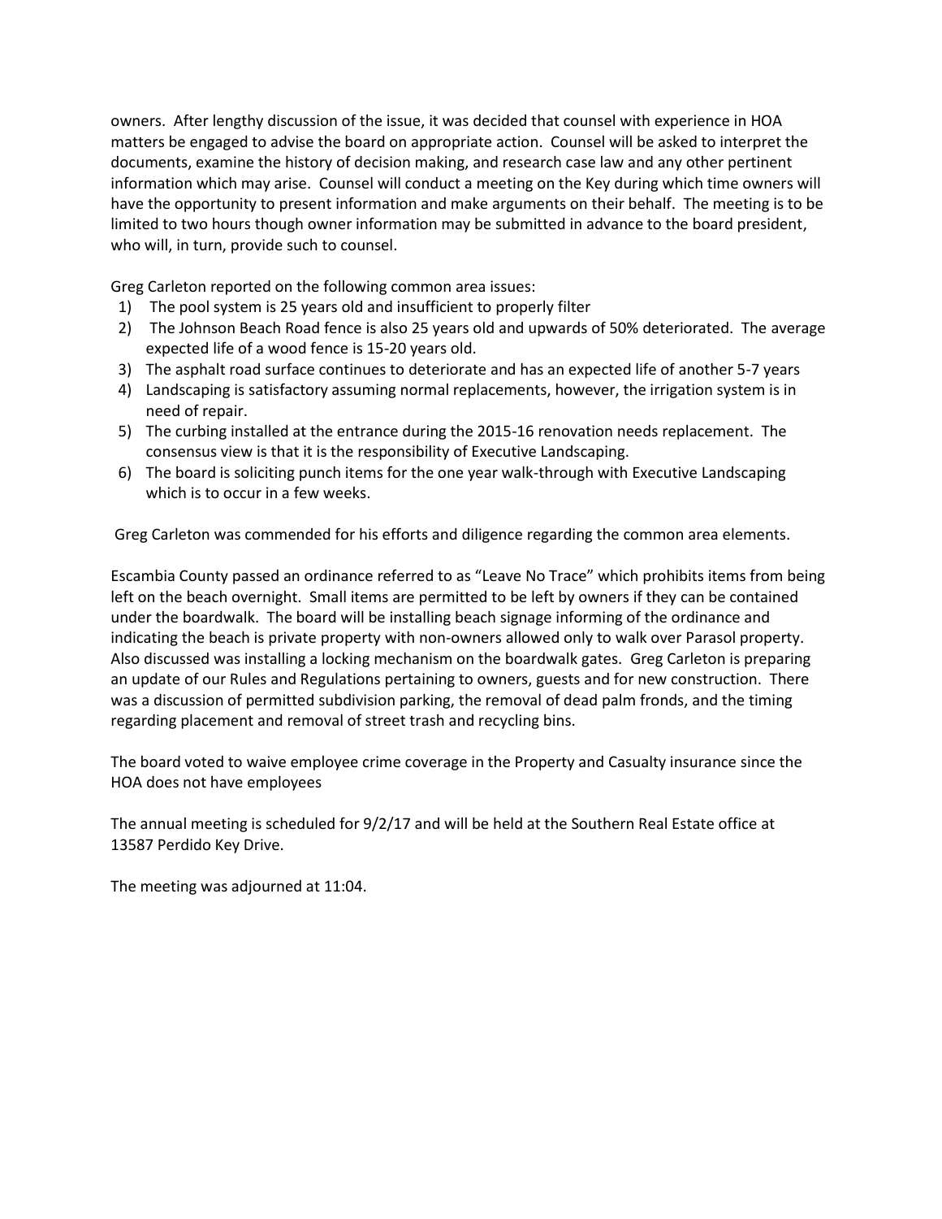owners. After lengthy discussion of the issue, it was decided that counsel with experience in HOA matters be engaged to advise the board on appropriate action. Counsel will be asked to interpret the documents, examine the history of decision making, and research case law and any other pertinent information which may arise. Counsel will conduct a meeting on the Key during which time owners will have the opportunity to present information and make arguments on their behalf. The meeting is to be limited to two hours though owner information may be submitted in advance to the board president, who will, in turn, provide such to counsel.

Greg Carleton reported on the following common area issues:

1) The pool system is 25 years old and insufficient to properly filter
2) The Johnson Beach Road fence is also 25 years old and upwards of 50% deteriorated. The average expected life of a wood fence is 15-20 years old.
3) The asphalt road surface continues to deteriorate and has an expected life of another 5-7 years
4) Landscaping is satisfactory assuming normal replacements, however, the irrigation system is in need of repair.
5) The curbing installed at the entrance during the 2015-16 renovation needs replacement. The consensus view is that it is the responsibility of Executive Landscaping.
6) The board is soliciting punch items for the one year walk-through with Executive Landscaping which is to occur in a few weeks.

Greg Carleton was commended for his efforts and diligence regarding the common area elements.

Escambia County passed an ordinance referred to as "Leave No Trace" which prohibits items from being left on the beach overnight. Small items are permitted to be left by owners if they can be contained under the boardwalk. The board will be installing beach signage informing of the ordinance and indicating the beach is private property with non-owners allowed only to walk over Parasol property. Also discussed was installing a locking mechanism on the boardwalk gates. Greg Carleton is preparing an update of our Rules and Regulations pertaining to owners, guests and for new construction. There was a discussion of permitted subdivision parking, the removal of dead palm fronds, and the timing regarding placement and removal of street trash and recycling bins.

The board voted to waive employee crime coverage in the Property and Casualty insurance since the HOA does not have employees

The annual meeting is scheduled for 9/2/17 and will be held at the Southern Real Estate office at 13587 Perdido Key Drive.

The meeting was adjourned at 11:04.